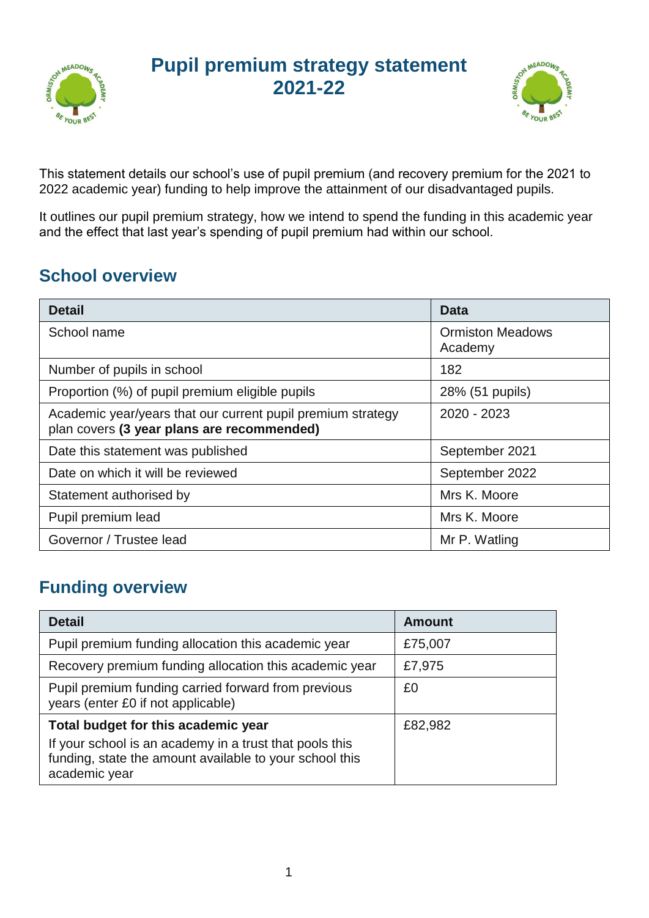# Pupil premium strategy statement 2021-22

This statement details our school's use of pupil premium (and recovery premium for the 2021 to 2022 academic year) funding to help improve the attainment of our disadvantaged pupils.

It outlines our pupil premium strategy, how we intend to spend the funding in this academic year and the effect that last year's spending of pupil premium had within our school.

## School overview

| Detail | Data |
|---|---|
| School name | Ormiston Meadows Academy |
| Number of pupils in school | 182 |
| Proportion (%) of pupil premium eligible pupils | 28% (51 pupils) |
| Academic year/years that our current pupil premium strategy plan covers **(3 year plans are recommended)** | 2020 - 2023 |
| Date this statement was published | September 2021 |
| Date on which it will be reviewed | September 2022 |
| Statement authorised by | Mrs K. Moore |
| Pupil premium lead | Mrs K. Moore |
| Governor / Trustee lead | Mr P. Watling |

## Funding overview

| Detail | Amount |
|---|---|
| Pupil premium funding allocation this academic year | £75,007 |
| Recovery premium funding allocation this academic year | £7,975 |
| Pupil premium funding carried forward from previous years (enter £0 if not applicable) | £0 |
| **Total budget for this academic year**<br>If your school is an academy in a trust that pools this funding, state the amount available to your school this academic year | £82,982 |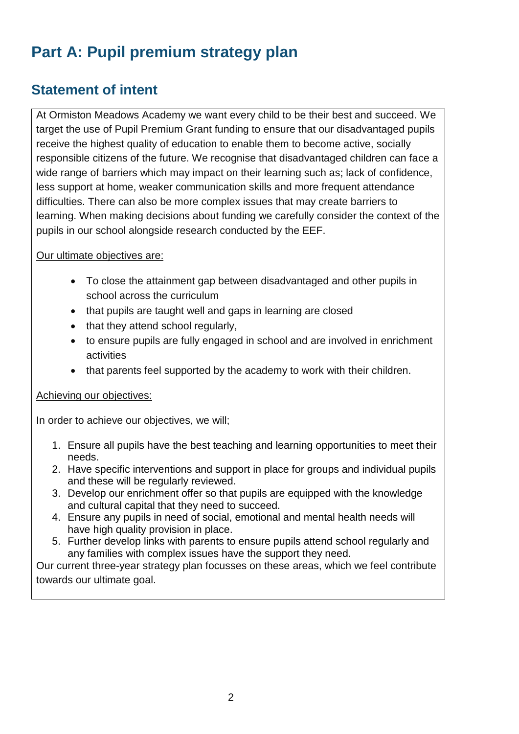# Part A: Pupil premium strategy plan

## Statement of intent

At Ormiston Meadows Academy we want every child to be their best and succeed. We target the use of Pupil Premium Grant funding to ensure that our disadvantaged pupils receive the highest quality of education to enable them to become active, socially responsible citizens of the future. We recognise that disadvantaged children can face a wide range of barriers which may impact on their learning such as; lack of confidence, less support at home, weaker communication skills and more frequent attendance difficulties. There can also be more complex issues that may create barriers to learning. When making decisions about funding we carefully consider the context of the pupils in our school alongside research conducted by the EEF.

<u>Our ultimate objectives are:</u>

- To close the attainment gap between disadvantaged and other pupils in school across the curriculum
- that pupils are taught well and gaps in learning are closed
- that they attend school regularly,
- to ensure pupils are fully engaged in school and are involved in enrichment activities
- that parents feel supported by the academy to work with their children.

<u>Achieving our objectives:</u>

In order to achieve our objectives, we will;

1. Ensure all pupils have the best teaching and learning opportunities to meet their needs.
2. Have specific interventions and support in place for groups and individual pupils and these will be regularly reviewed.
3. Develop our enrichment offer so that pupils are equipped with the knowledge and cultural capital that they need to succeed.
4. Ensure any pupils in need of social, emotional and mental health needs will have high quality provision in place.
5. Further develop links with parents to ensure pupils attend school regularly and any families with complex issues have the support they need.

Our current three-year strategy plan focusses on these areas, which we feel contribute towards our ultimate goal.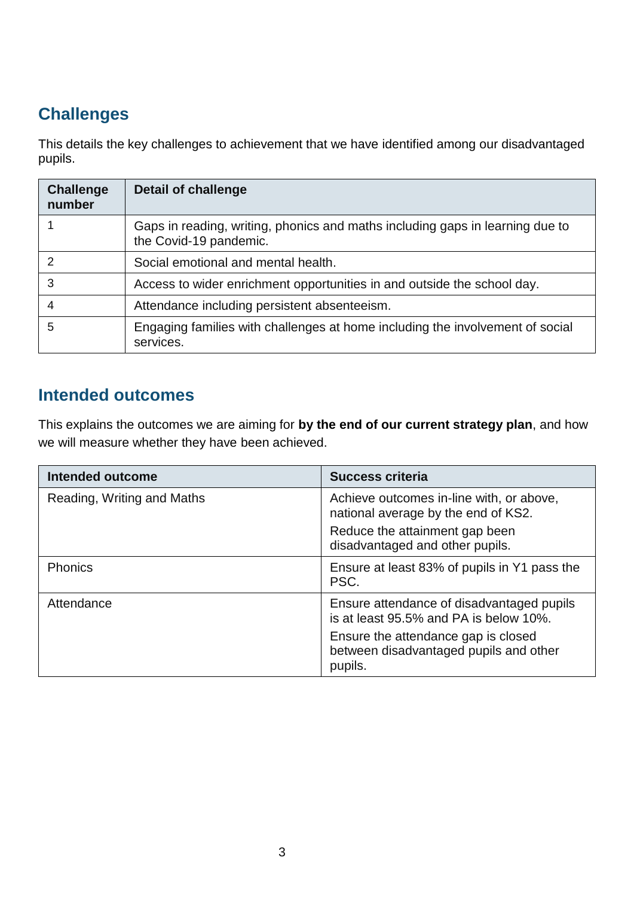## Challenges

This details the key challenges to achievement that we have identified among our disadvantaged pupils.

| Challenge number | Detail of challenge |
|---|---|
| 1 | Gaps in reading, writing, phonics and maths including gaps in learning due to the Covid-19 pandemic. |
| 2 | Social emotional and mental health. |
| 3 | Access to wider enrichment opportunities in and outside the school day. |
| 4 | Attendance including persistent absenteeism. |
| 5 | Engaging families with challenges at home including the involvement of social services. |

## Intended outcomes

This explains the outcomes we are aiming for **by the end of our current strategy plan**, and how we will measure whether they have been achieved.

| Intended outcome | Success criteria |
|---|---|
| Reading, Writing and Maths | Achieve outcomes in-line with, or above, national average by the end of KS2.<br>Reduce the attainment gap been disadvantaged and other pupils. |
| Phonics | Ensure at least 83% of pupils in Y1 pass the PSC. |
| Attendance | Ensure attendance of disadvantaged pupils is at least 95.5% and PA is below 10%.<br>Ensure the attendance gap is closed between disadvantaged pupils and other pupils. |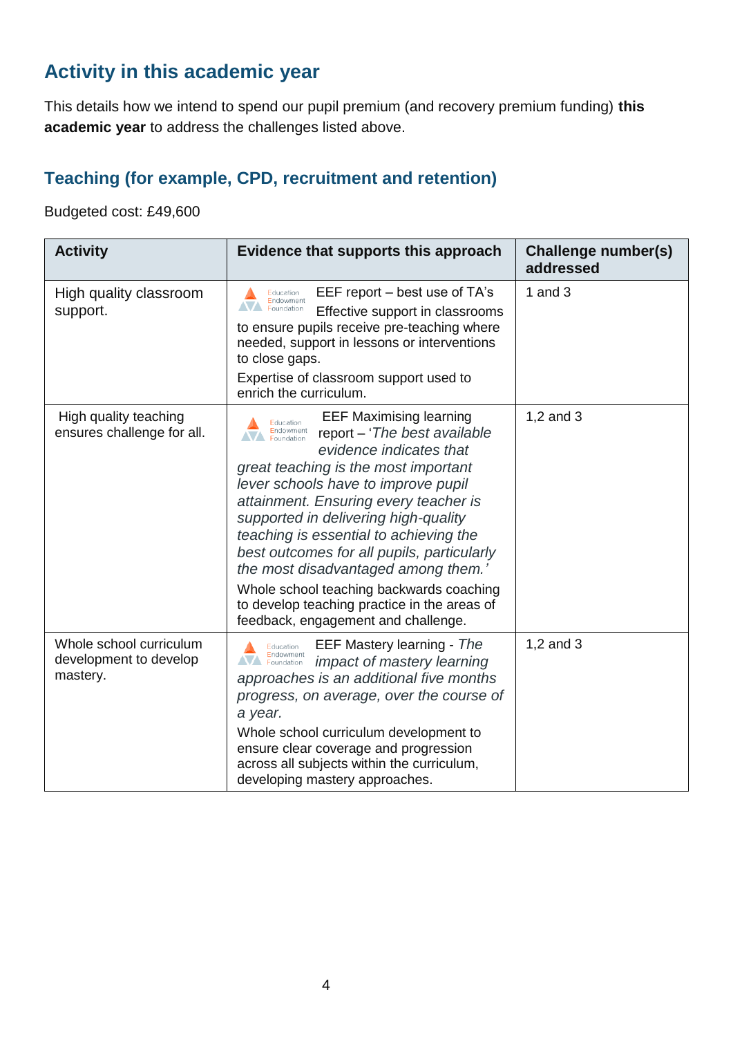## Activity in this academic year

This details how we intend to spend our pupil premium (and recovery premium funding) **this academic year** to address the challenges listed above.

### Teaching (for example, CPD, recruitment and retention)

Budgeted cost: £49,600

| Activity | Evidence that supports this approach | Challenge number(s) addressed |
|---|---|---|
| High quality classroom support. | Education Endowment Foundation EEF report – best use of TA's Effective support in classrooms to ensure pupils receive pre-teaching where needed, support in lessons or interventions to close gaps.<br><br>Expertise of classroom support used to enrich the curriculum. | 1 and 3 |
| High quality teaching ensures challenge for all. | Education Endowment Foundation EEF Maximising learning report – '*The best available evidence indicates that great teaching is the most important lever schools have to improve pupil attainment. Ensuring every teacher is supported in delivering high-quality teaching is essential to achieving the best outcomes for all pupils, particularly the most disadvantaged among them.'*<br><br>Whole school teaching backwards coaching to develop teaching practice in the areas of feedback, engagement and challenge. | 1,2 and 3 |
| Whole school curriculum development to develop mastery. | Education Endowment Foundation EEF Mastery learning - *The impact of mastery learning approaches is an additional five months progress, on average, over the course of a year.*<br><br>Whole school curriculum development to ensure clear coverage and progression across all subjects within the curriculum, developing mastery approaches. | 1,2 and 3 |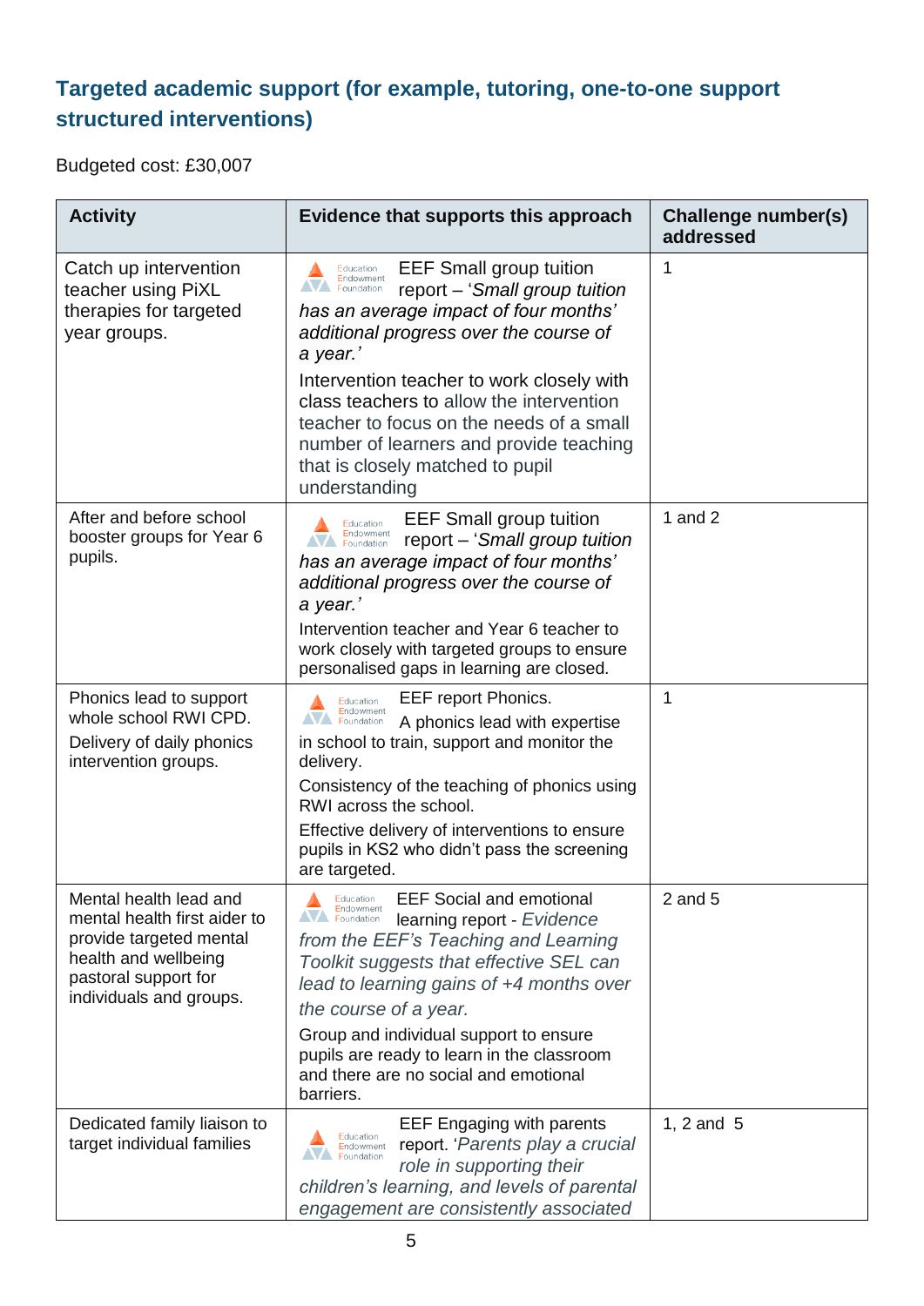## Targeted academic support (for example, tutoring, one-to-one support structured interventions)

Budgeted cost: £30,007

| Activity | Evidence that supports this approach | Challenge number(s) addressed |
|---|---|---|
| Catch up intervention teacher using PiXL therapies for targeted year groups. | EEF Small group tuition report – '*Small group tuition has an average impact of four months' additional progress over the course of a year.'*<br><br>Intervention teacher to work closely with class teachers to allow the intervention teacher to focus on the needs of a small number of learners and provide teaching that is closely matched to pupil understanding | 1 |
| After and before school booster groups for Year 6 pupils. | EEF Small group tuition report – '*Small group tuition has an average impact of four months' additional progress over the course of a year.'*<br><br>Intervention teacher and Year 6 teacher to work closely with targeted groups to ensure personalised gaps in learning are closed. | 1 and 2 |
| Phonics lead to support whole school RWI CPD.<br><br>Delivery of daily phonics intervention groups. | EEF report Phonics.<br><br>A phonics lead with expertise in school to train, support and monitor the delivery.<br><br>Consistency of the teaching of phonics using RWI across the school.<br><br>Effective delivery of interventions to ensure pupils in KS2 who didn't pass the screening are targeted. | 1 |
| Mental health lead and mental health first aider to provide targeted mental health and wellbeing pastoral support for individuals and groups. | EEF Social and emotional learning report - *Evidence from the EEF's Teaching and Learning Toolkit suggests that effective SEL can lead to learning gains of +4 months over the course of a year.*<br><br>Group and individual support to ensure pupils are ready to learn in the classroom and there are no social and emotional barriers. | 2 and 5 |
| Dedicated family liaison to target individual families | EEF Engaging with parents report. '*Parents play a crucial role in supporting their children's learning, and levels of parental engagement are consistently associated* | 1, 2 and 5 |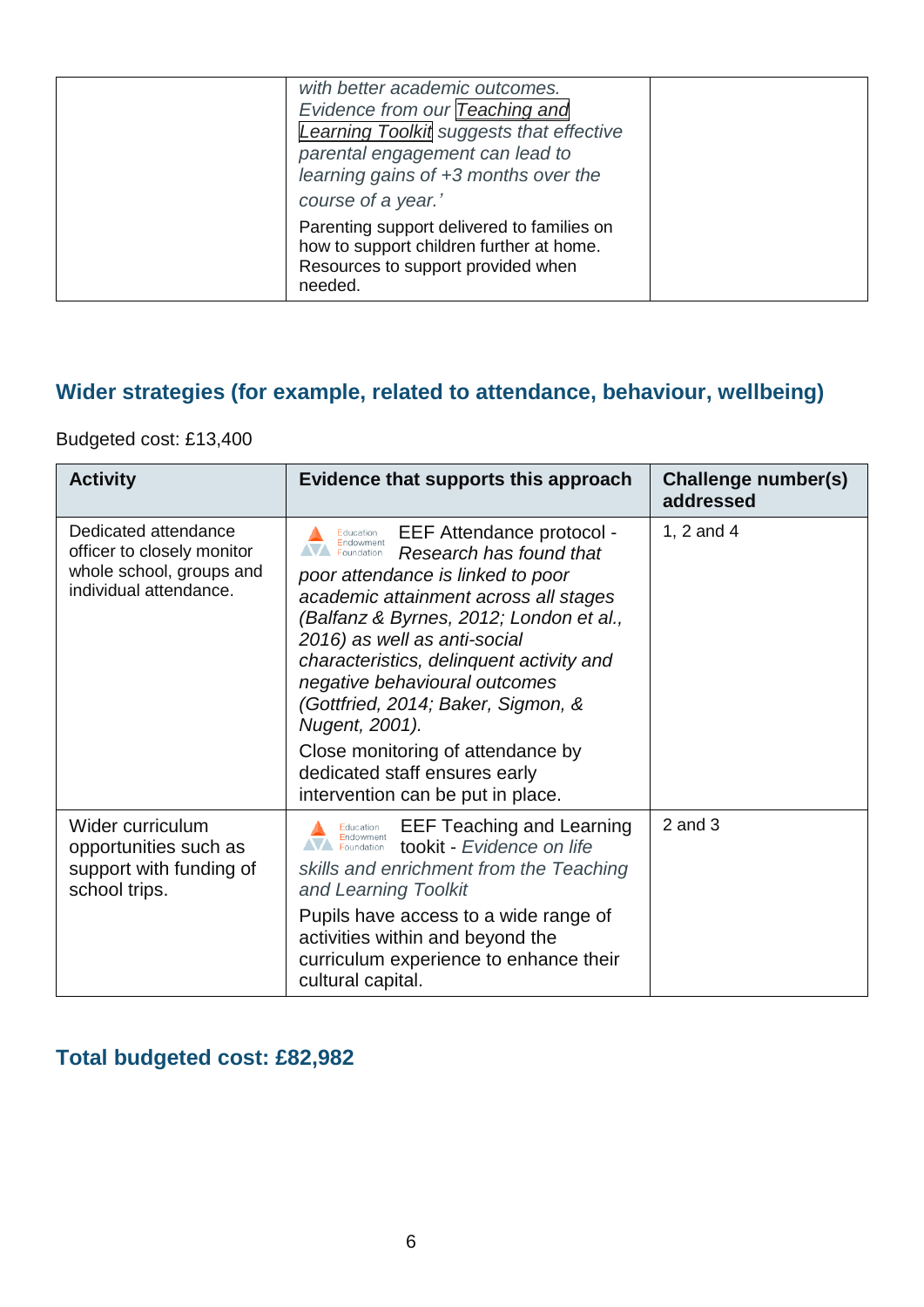| | | |
|---|---|---|
| | *with better academic outcomes. Evidence from our [Teaching and Learning Toolkit] suggests that effective parental engagement can lead to learning gains of +3 months over the course of a year.'* <br><br> Parenting support delivered to families on how to support children further at home. Resources to support provided when needed. | |

## Wider strategies (for example, related to attendance, behaviour, wellbeing)

Budgeted cost: £13,400

| Activity | Evidence that supports this approach | Challenge number(s) addressed |
|---|---|---|
| Dedicated attendance officer to closely monitor whole school, groups and individual attendance. | Education Endowment Foundation EEF Attendance protocol - *Research has found that poor attendance is linked to poor academic attainment across all stages (Balfanz & Byrnes, 2012; London et al., 2016) as well as anti-social characteristics, delinquent activity and negative behavioural outcomes (Gottfried, 2014; Baker, Sigmon, & Nugent, 2001).* <br><br> Close monitoring of attendance by dedicated staff ensures early intervention can be put in place. | 1, 2 and 4 |
| Wider curriculum opportunities such as support with funding of school trips. | Education Endowment Foundation EEF Teaching and Learning tookit - *Evidence on life skills and enrichment from the Teaching and Learning Toolkit* <br><br> Pupils have access to a wide range of activities within and beyond the curriculum experience to enhance their cultural capital. | 2 and 3 |

## Total budgeted cost: £82,982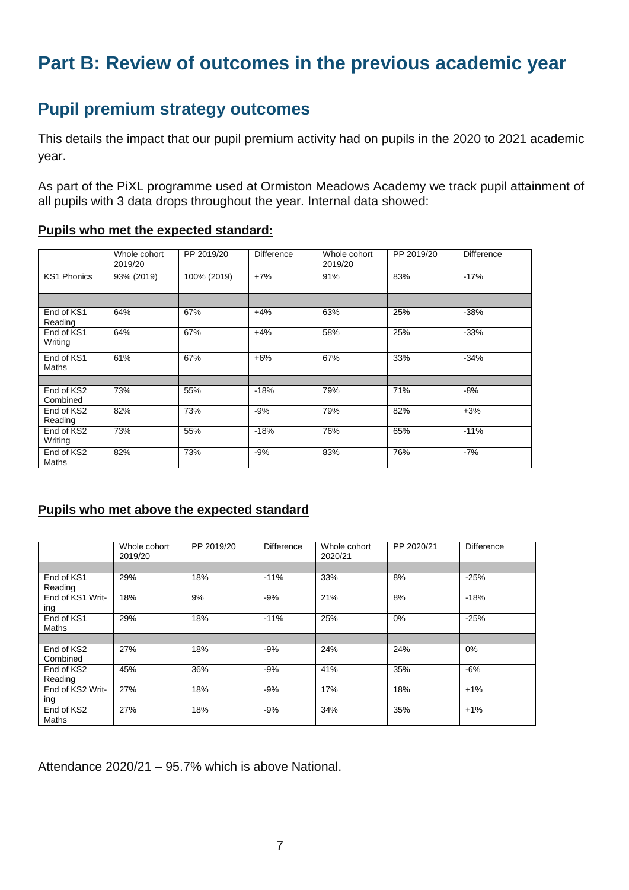# Part B: Review of outcomes in the previous academic year

## Pupil premium strategy outcomes

This details the impact that our pupil premium activity had on pupils in the 2020 to 2021 academic year.

As part of the PiXL programme used at Ormiston Meadows Academy we track pupil attainment of all pupils with 3 data drops throughout the year. Internal data showed:

**Pupils who met the expected standard:**

| | Whole cohort 2019/20 | PP 2019/20 | Difference | Whole cohort 2019/20 | PP 2019/20 | Difference |
|---|---|---|---|---|---|---|
| KS1 Phonics | 93% (2019) | 100% (2019) | +7% | 91% | 83% | -17% |
| | | | | | | |
| End of KS1 Reading | 64% | 67% | +4% | 63% | 25% | -38% |
| End of KS1 Writing | 64% | 67% | +4% | 58% | 25% | -33% |
| End of KS1 Maths | 61% | 67% | +6% | 67% | 33% | -34% |
| | | | | | | |
| End of KS2 Combined | 73% | 55% | -18% | 79% | 71% | -8% |
| End of KS2 Reading | 82% | 73% | -9% | 79% | 82% | +3% |
| End of KS2 Writing | 73% | 55% | -18% | 76% | 65% | -11% |
| End of KS2 Maths | 82% | 73% | -9% | 83% | 76% | -7% |

**Pupils who met above the expected standard**

| | Whole cohort 2019/20 | PP 2019/20 | Difference | Whole cohort 2020/21 | PP 2020/21 | Difference |
|---|---|---|---|---|---|---|
| | | | | | | |
| End of KS1 Reading | 29% | 18% | -11% | 33% | 8% | -25% |
| End of KS1 Writing | 18% | 9% | -9% | 21% | 8% | -18% |
| End of KS1 Maths | 29% | 18% | -11% | 25% | 0% | -25% |
| | | | | | | |
| End of KS2 Combined | 27% | 18% | -9% | 24% | 24% | 0% |
| End of KS2 Reading | 45% | 36% | -9% | 41% | 35% | -6% |
| End of KS2 Writing | 27% | 18% | -9% | 17% | 18% | +1% |
| End of KS2 Maths | 27% | 18% | -9% | 34% | 35% | +1% |

Attendance 2020/21 – 95.7% which is above National.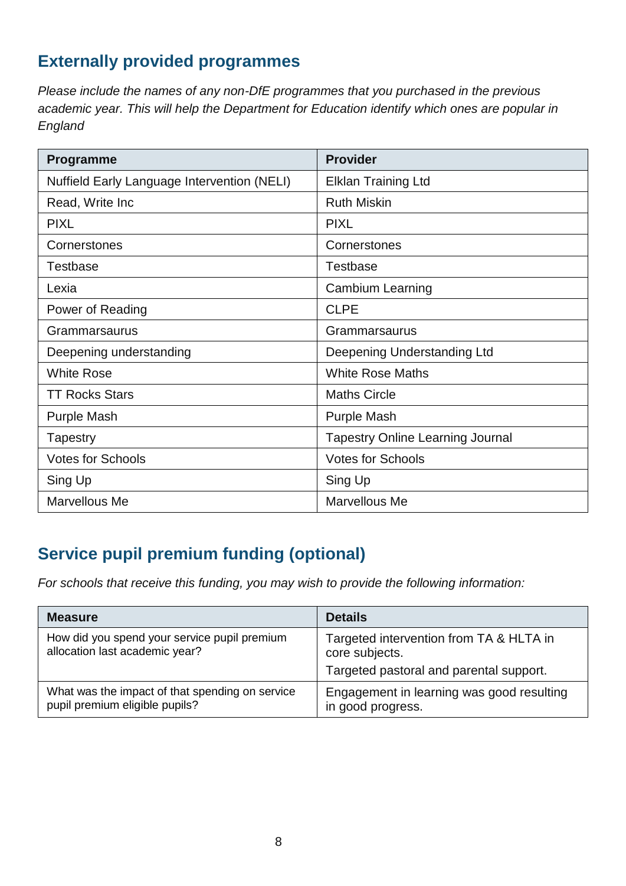## Externally provided programmes

*Please include the names of any non-DfE programmes that you purchased in the previous academic year. This will help the Department for Education identify which ones are popular in England*

| Programme | Provider |
| --- | --- |
| Nuffield Early Language Intervention (NELI) | Elklan Training Ltd |
| Read, Write Inc | Ruth Miskin |
| PIXL | PIXL |
| Cornerstones | Cornerstones |
| Testbase | Testbase |
| Lexia | Cambium Learning |
| Power of Reading | CLPE |
| Grammarsaurus | Grammarsaurus |
| Deepening understanding | Deepening Understanding Ltd |
| White Rose | White Rose Maths |
| TT Rocks Stars | Maths Circle |
| Purple Mash | Purple Mash |
| Tapestry | Tapestry Online Learning Journal |
| Votes for Schools | Votes for Schools |
| Sing Up | Sing Up |
| Marvellous Me | Marvellous Me |

## Service pupil premium funding (optional)

*For schools that receive this funding, you may wish to provide the following information:*

| Measure | Details |
| --- | --- |
| How did you spend your service pupil premium allocation last academic year? | Targeted intervention from TA & HLTA in core subjects.<br>Targeted pastoral and parental support. |
| What was the impact of that spending on service pupil premium eligible pupils? | Engagement in learning was good resulting in good progress. |